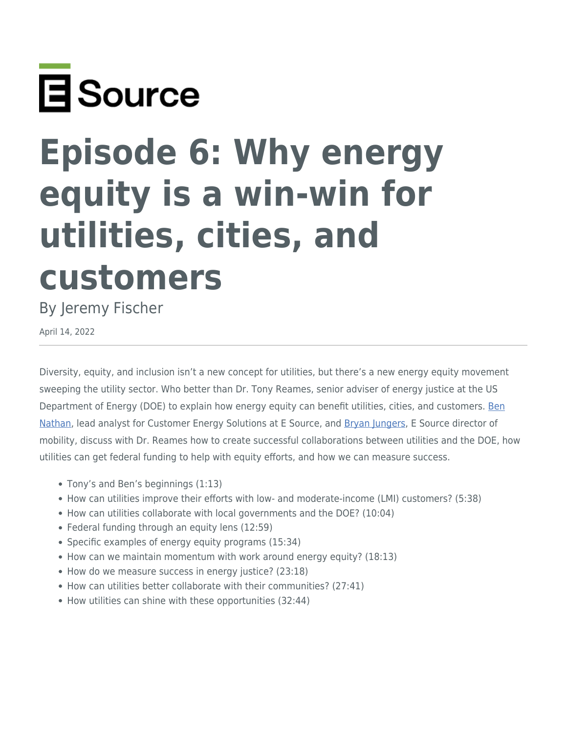E Source

# Episode 6: Why energy equity is a win-win for utilities, cities, and customers

By Jeremy Fischer

April 14, 2022

---

Diversity, equity, and inclusion isn't a new concept for utilities, but there's a new energy equity movement sweeping the utility sector. Who better than Dr. Tony Reames, senior adviser of energy justice at the US Department of Energy (DOE) to explain how energy equity can benefit utilities, cities, and customers. Ben Nathan, lead analyst for Customer Energy Solutions at E Source, and Bryan Jungers, E Source director of mobility, discuss with Dr. Reames how to create successful collaborations between utilities and the DOE, how utilities can get federal funding to help with equity efforts, and how we can measure success.

- Tony's and Ben's beginnings (1:13)
- How can utilities improve their efforts with low- and moderate-income (LMI) customers? (5:38)
- How can utilities collaborate with local governments and the DOE? (10:04)
- Federal funding through an equity lens (12:59)
- Specific examples of energy equity programs (15:34)
- How can we maintain momentum with work around energy equity? (18:13)
- How do we measure success in energy justice? (23:18)
- How can utilities better collaborate with their communities? (27:41)
- How utilities can shine with these opportunities (32:44)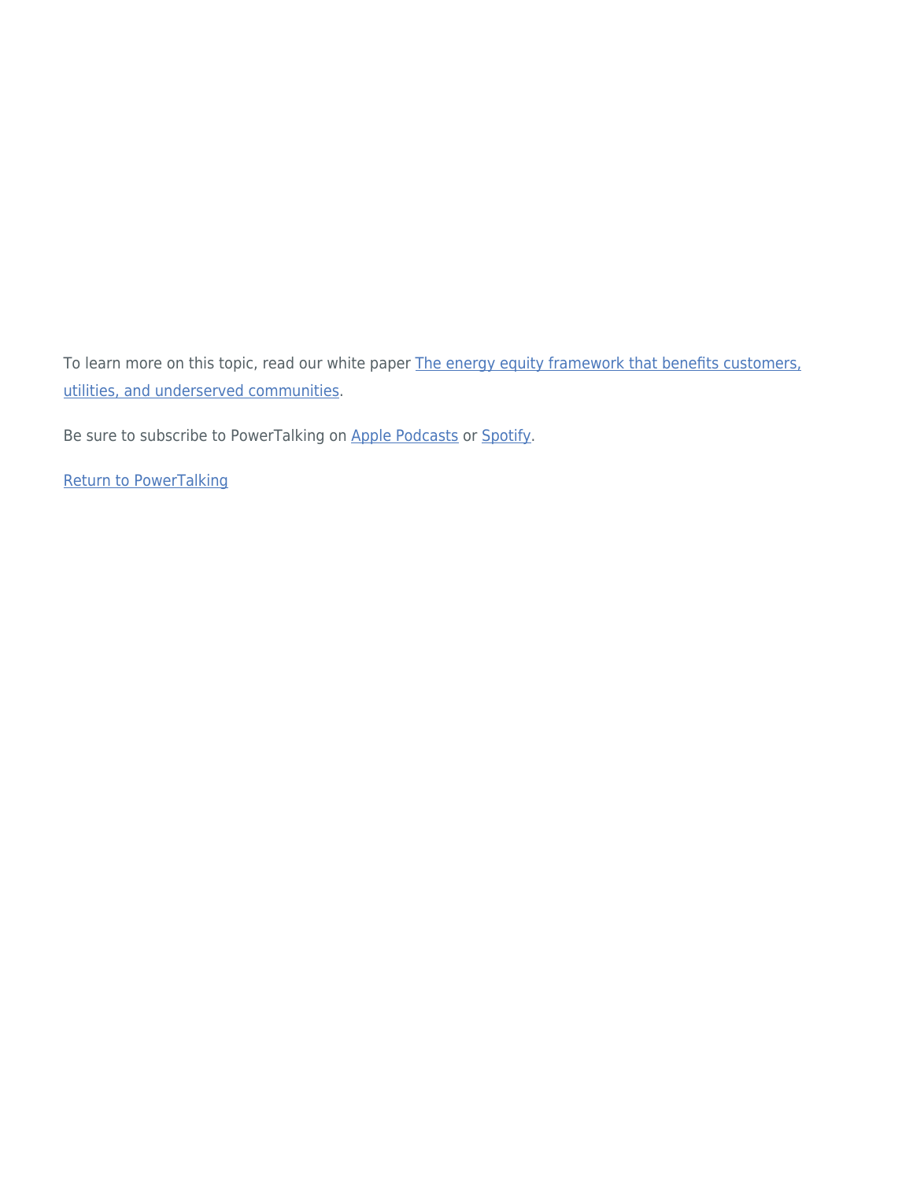To learn more on this topic, read our white paper The energy equity framework that benefits customers, utilities, and underserved communities.

Be sure to subscribe to PowerTalking on Apple Podcasts or Spotify.

Return to PowerTalking